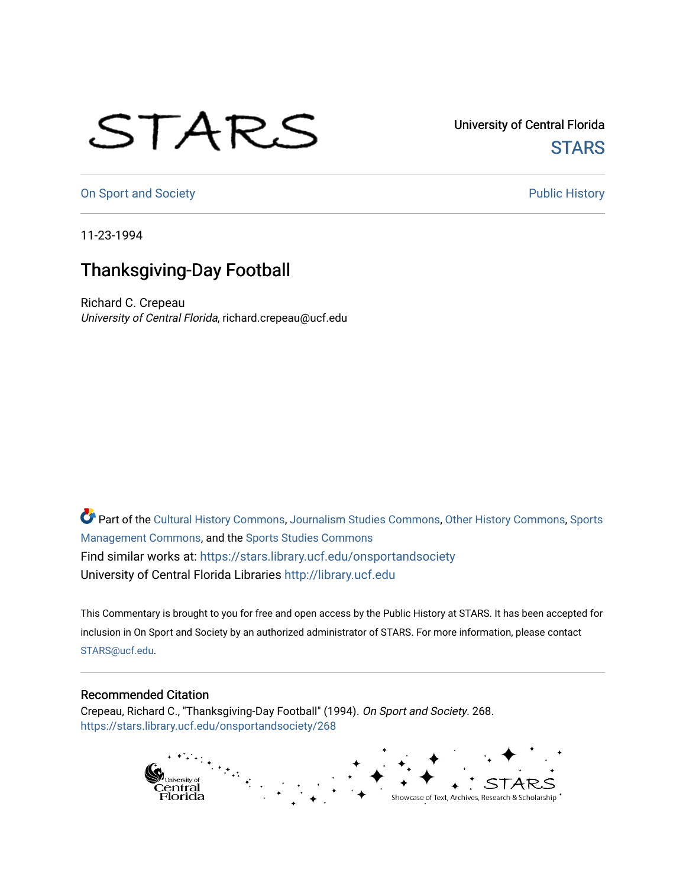STARS

University of Central Florida
STARS

On Sport and Society

Public History

11-23-1994

# Thanksgiving-Day Football

Richard C. Crepeau
*University of Central Florida*, richard.crepeau@ucf.edu

Part of the Cultural History Commons, Journalism Studies Commons, Other History Commons, Sports Management Commons, and the Sports Studies Commons
Find similar works at: https://stars.library.ucf.edu/onsportandsociety
University of Central Florida Libraries http://library.ucf.edu

This Commentary is brought to you for free and open access by the Public History at STARS. It has been accepted for inclusion in On Sport and Society by an authorized administrator of STARS. For more information, please contact STARS@ucf.edu.

## Recommended Citation

Crepeau, Richard C., "Thanksgiving-Day Football" (1994). *On Sport and Society*. 268.
https://stars.library.ucf.edu/onsportandsociety/268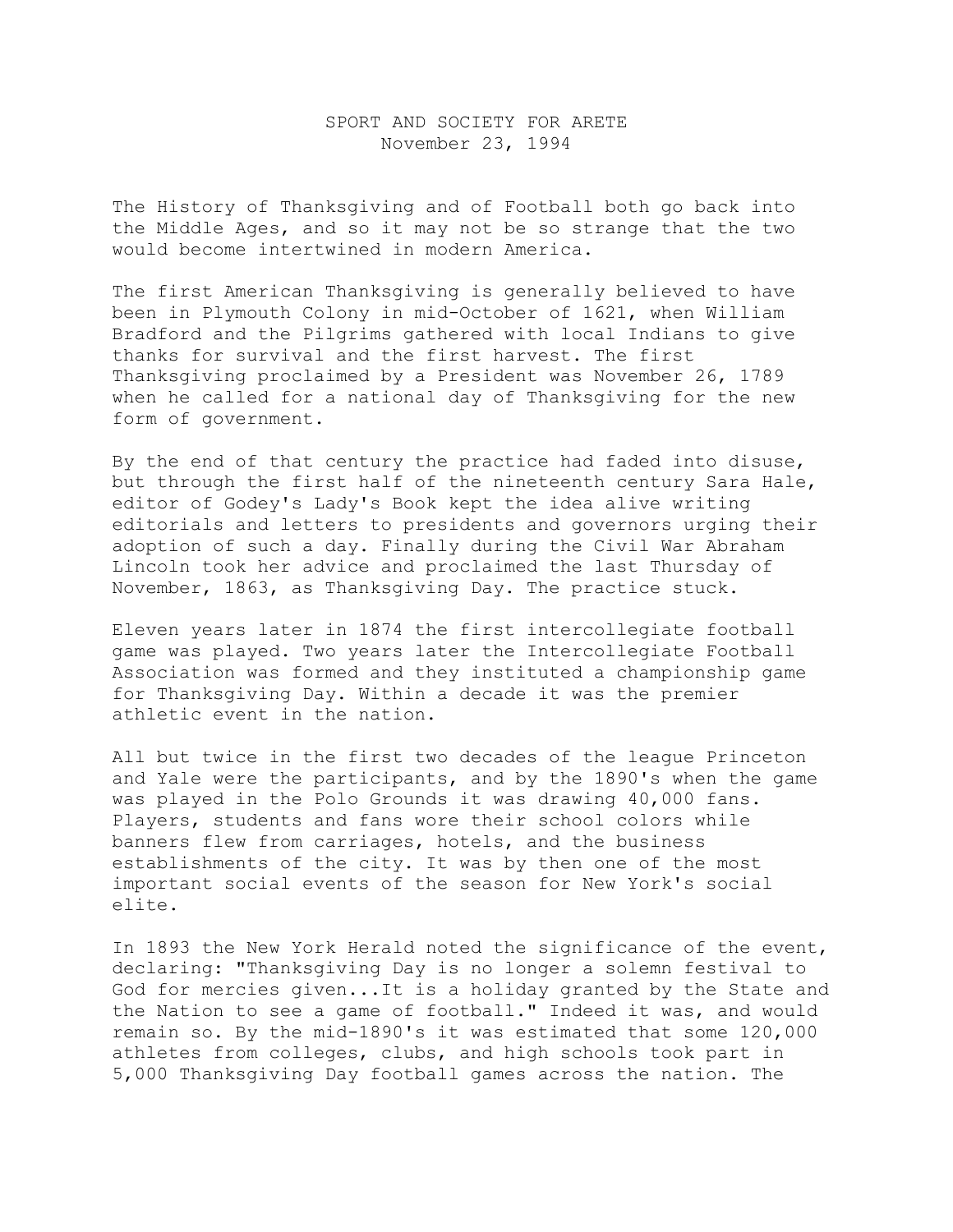SPORT AND SOCIETY FOR ARETE
November 23, 1994

The History of Thanksgiving and of Football both go back into the Middle Ages, and so it may not be so strange that the two would become intertwined in modern America.

The first American Thanksgiving is generally believed to have been in Plymouth Colony in mid-October of 1621, when William Bradford and the Pilgrims gathered with local Indians to give thanks for survival and the first harvest. The first Thanksgiving proclaimed by a President was November 26, 1789 when he called for a national day of Thanksgiving for the new form of government.

By the end of that century the practice had faded into disuse, but through the first half of the nineteenth century Sara Hale, editor of Godey's Lady's Book kept the idea alive writing editorials and letters to presidents and governors urging their adoption of such a day. Finally during the Civil War Abraham Lincoln took her advice and proclaimed the last Thursday of November, 1863, as Thanksgiving Day. The practice stuck.

Eleven years later in 1874 the first intercollegiate football game was played. Two years later the Intercollegiate Football Association was formed and they instituted a championship game for Thanksgiving Day. Within a decade it was the premier athletic event in the nation.

All but twice in the first two decades of the league Princeton and Yale were the participants, and by the 1890's when the game was played in the Polo Grounds it was drawing 40,000 fans. Players, students and fans wore their school colors while banners flew from carriages, hotels, and the business establishments of the city. It was by then one of the most important social events of the season for New York's social elite.

In 1893 the New York Herald noted the significance of the event, declaring: "Thanksgiving Day is no longer a solemn festival to God for mercies given...It is a holiday granted by the State and the Nation to see a game of football." Indeed it was, and would remain so. By the mid-1890's it was estimated that some 120,000 athletes from colleges, clubs, and high schools took part in 5,000 Thanksgiving Day football games across the nation. The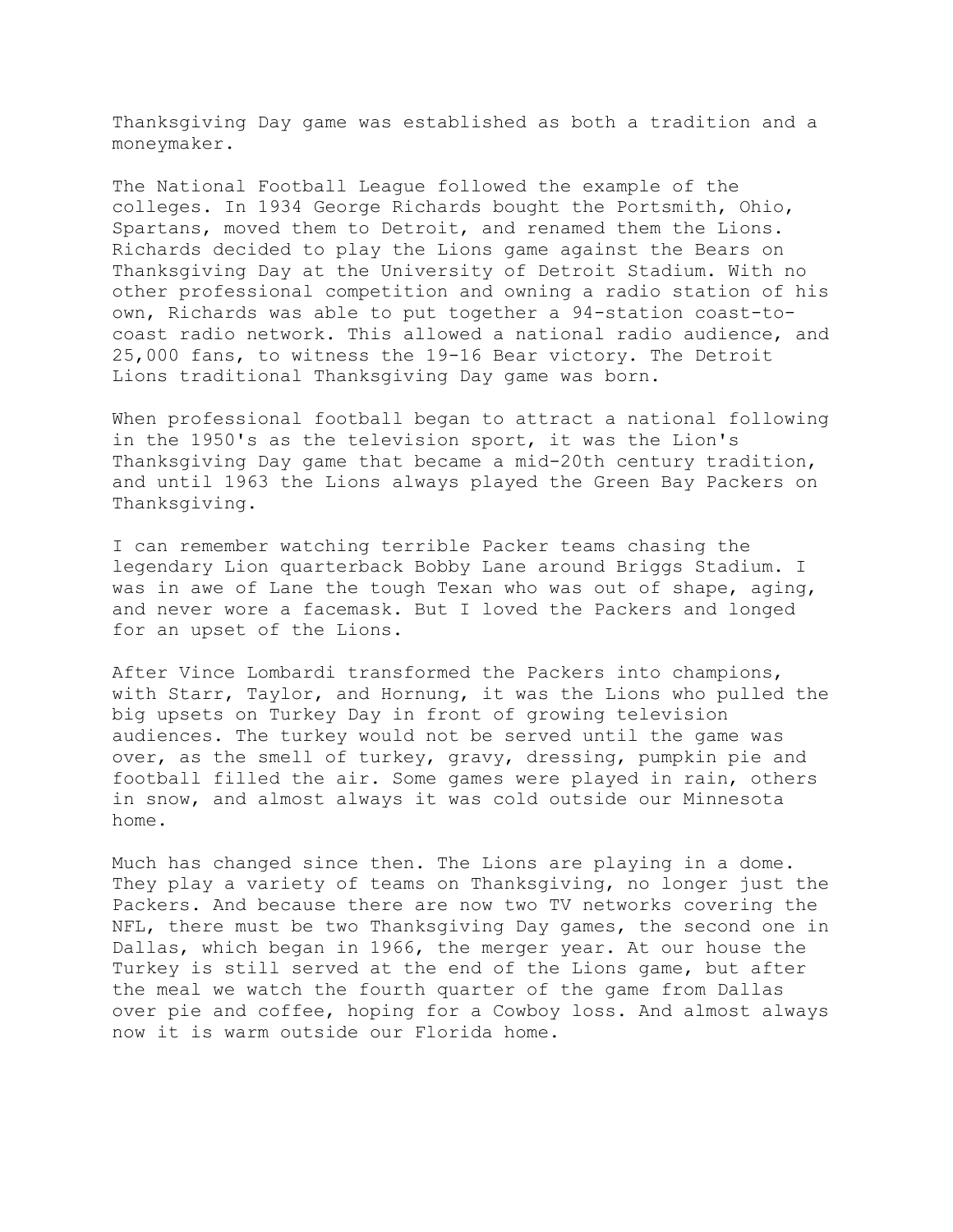Thanksgiving Day game was established as both a tradition and a moneymaker.

The National Football League followed the example of the colleges. In 1934 George Richards bought the Portsmith, Ohio, Spartans, moved them to Detroit, and renamed them the Lions. Richards decided to play the Lions game against the Bears on Thanksgiving Day at the University of Detroit Stadium. With no other professional competition and owning a radio station of his own, Richards was able to put together a 94-station coast-to-coast radio network. This allowed a national radio audience, and 25,000 fans, to witness the 19-16 Bear victory. The Detroit Lions traditional Thanksgiving Day game was born.

When professional football began to attract a national following in the 1950's as the television sport, it was the Lion's Thanksgiving Day game that became a mid-20th century tradition, and until 1963 the Lions always played the Green Bay Packers on Thanksgiving.

I can remember watching terrible Packer teams chasing the legendary Lion quarterback Bobby Lane around Briggs Stadium. I was in awe of Lane the tough Texan who was out of shape, aging, and never wore a facemask. But I loved the Packers and longed for an upset of the Lions.

After Vince Lombardi transformed the Packers into champions, with Starr, Taylor, and Hornung, it was the Lions who pulled the big upsets on Turkey Day in front of growing television audiences. The turkey would not be served until the game was over, as the smell of turkey, gravy, dressing, pumpkin pie and football filled the air. Some games were played in rain, others in snow, and almost always it was cold outside our Minnesota home.

Much has changed since then. The Lions are playing in a dome. They play a variety of teams on Thanksgiving, no longer just the Packers. And because there are now two TV networks covering the NFL, there must be two Thanksgiving Day games, the second one in Dallas, which began in 1966, the merger year. At our house the Turkey is still served at the end of the Lions game, but after the meal we watch the fourth quarter of the game from Dallas over pie and coffee, hoping for a Cowboy loss. And almost always now it is warm outside our Florida home.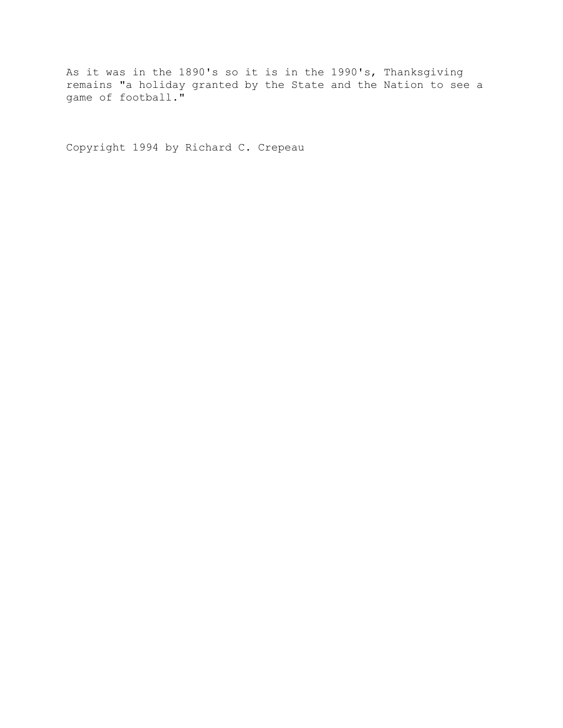As it was in the 1890's so it is in the 1990's, Thanksgiving remains "a holiday granted by the State and the Nation to see a game of football."

Copyright 1994 by Richard C. Crepeau